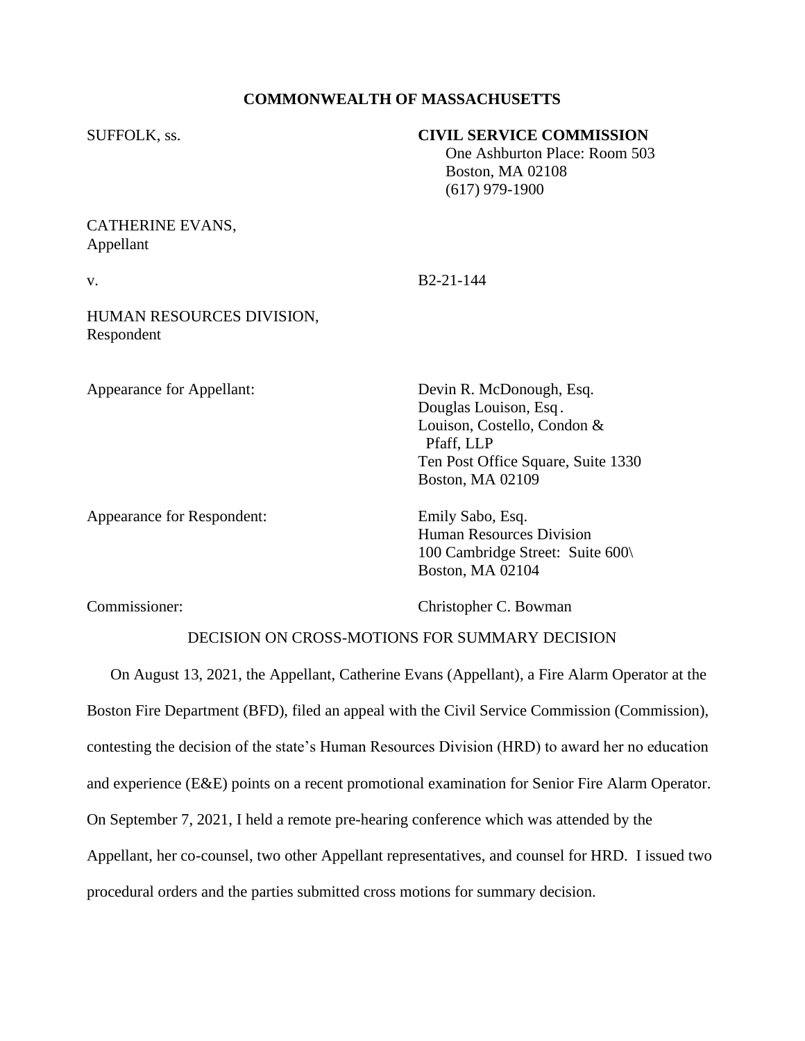**COMMONWEALTH OF MASSACHUSETTS**

SUFFOLK, ss.

**CIVIL SERVICE COMMISSION**
One Ashburton Place: Room 503
Boston, MA 02108
(617) 979-1900

CATHERINE EVANS,
Appellant

v.

B2-21-144

HUMAN RESOURCES DIVISION,
Respondent

Appearance for Appellant:

Devin R. McDonough, Esq.
Douglas Louison, Esq.
Louison, Costello, Condon & Pfaff, LLP
Ten Post Office Square, Suite 1330
Boston, MA 02109

Appearance for Respondent:

Emily Sabo, Esq.
Human Resources Division
100 Cambridge Street: Suite 600\
Boston, MA 02104

Commissioner:

Christopher C. Bowman

DECISION ON CROSS-MOTIONS FOR SUMMARY DECISION

On August 13, 2021, the Appellant, Catherine Evans (Appellant), a Fire Alarm Operator at the Boston Fire Department (BFD), filed an appeal with the Civil Service Commission (Commission), contesting the decision of the state's Human Resources Division (HRD) to award her no education and experience (E&E) points on a recent promotional examination for Senior Fire Alarm Operator. On September 7, 2021, I held a remote pre-hearing conference which was attended by the Appellant, her co-counsel, two other Appellant representatives, and counsel for HRD. I issued two procedural orders and the parties submitted cross motions for summary decision.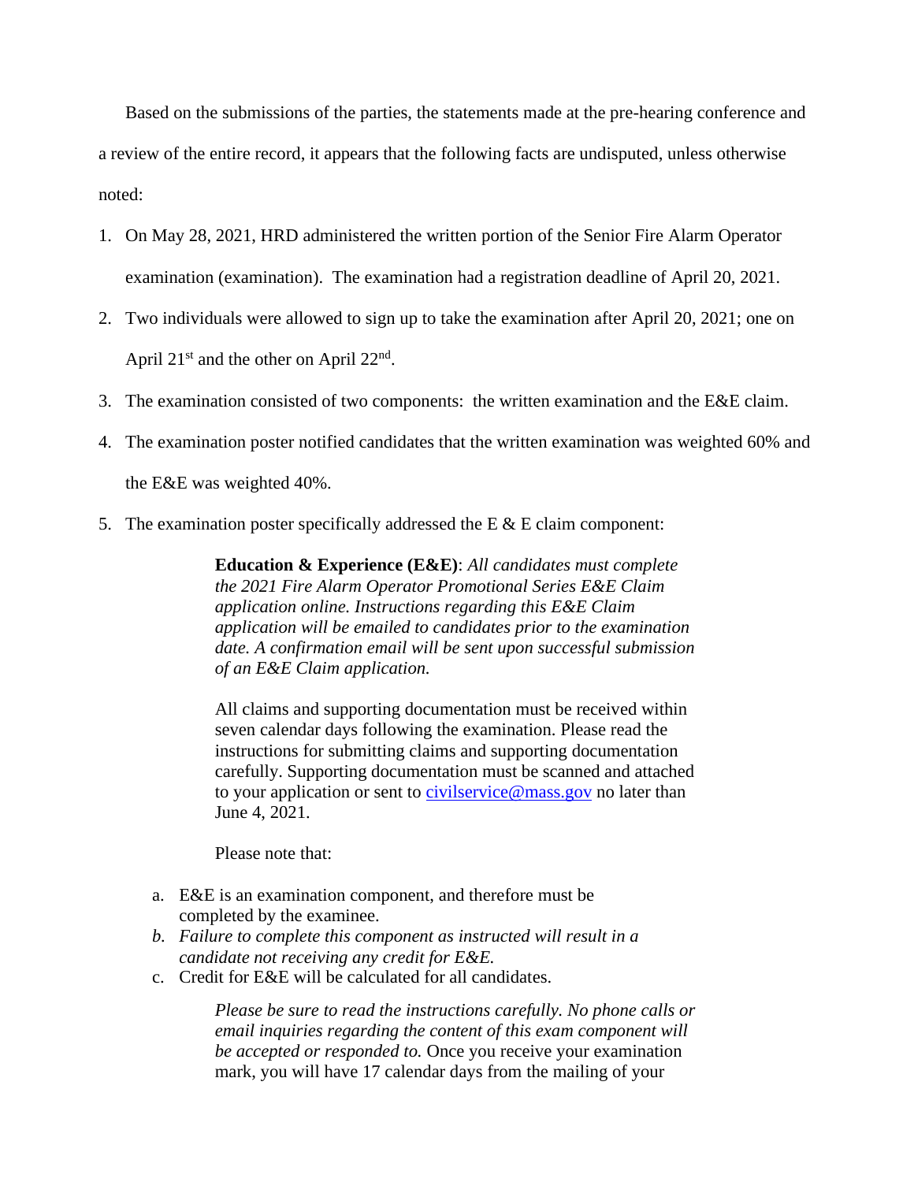Based on the submissions of the parties, the statements made at the pre-hearing conference and a review of the entire record, it appears that the following facts are undisputed, unless otherwise noted:

1. On May 28, 2021, HRD administered the written portion of the Senior Fire Alarm Operator examination (examination). The examination had a registration deadline of April 20, 2021.
2. Two individuals were allowed to sign up to take the examination after April 20, 2021; one on April 21st and the other on April 22nd.
3. The examination consisted of two components: the written examination and the E&E claim.
4. The examination poster notified candidates that the written examination was weighted 60% and the E&E was weighted 40%.
5. The examination poster specifically addressed the E & E claim component:

> **Education & Experience (E&E)**: *All candidates must complete the 2021 Fire Alarm Operator Promotional Series E&E Claim application online. Instructions regarding this E&E Claim application will be emailed to candidates prior to the examination date. A confirmation email will be sent upon successful submission of an E&E Claim application.*
>
> All claims and supporting documentation must be received within seven calendar days following the examination. Please read the instructions for submitting claims and supporting documentation carefully. Supporting documentation must be scanned and attached to your application or sent to civilservice@mass.gov no later than June 4, 2021.
>
> Please note that:
>
> a. E&E is an examination component, and therefore must be completed by the examinee.
> b. *Failure to complete this component as instructed will result in a candidate not receiving any credit for E&E.*
> c. Credit for E&E will be calculated for all candidates.
>
> *Please be sure to read the instructions carefully. No phone calls or email inquiries regarding the content of this exam component will be accepted or responded to.* Once you receive your examination mark, you will have 17 calendar days from the mailing of your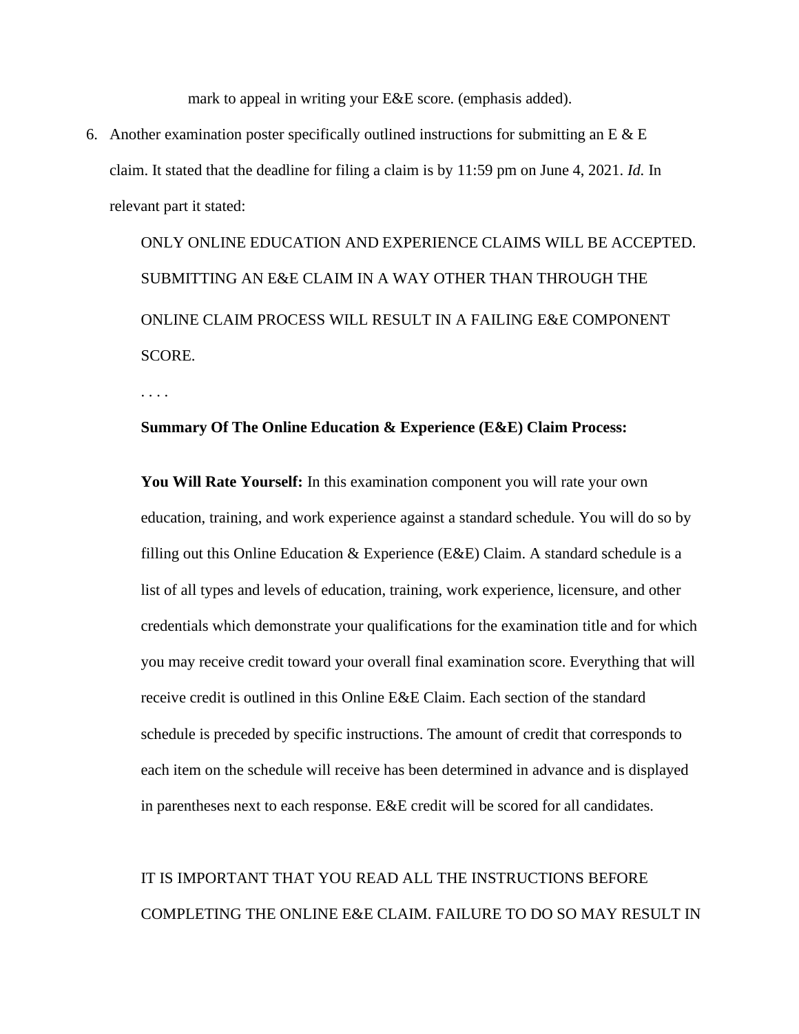mark to appeal in writing your E&E score. (emphasis added).

6. Another examination poster specifically outlined instructions for submitting an E & E claim. It stated that the deadline for filing a claim is by 11:59 pm on June 4, 2021. *Id.* In relevant part it stated:

   ONLY ONLINE EDUCATION AND EXPERIENCE CLAIMS WILL BE ACCEPTED. SUBMITTING AN E&E CLAIM IN A WAY OTHER THAN THROUGH THE ONLINE CLAIM PROCESS WILL RESULT IN A FAILING E&E COMPONENT SCORE.

   . . . .

   **Summary Of The Online Education & Experience (E&E) Claim Process:**

   **You Will Rate Yourself:** In this examination component you will rate your own education, training, and work experience against a standard schedule. You will do so by filling out this Online Education & Experience (E&E) Claim. A standard schedule is a list of all types and levels of education, training, work experience, licensure, and other credentials which demonstrate your qualifications for the examination title and for which you may receive credit toward your overall final examination score. Everything that will receive credit is outlined in this Online E&E Claim. Each section of the standard schedule is preceded by specific instructions. The amount of credit that corresponds to each item on the schedule will receive has been determined in advance and is displayed in parentheses next to each response. E&E credit will be scored for all candidates.

   IT IS IMPORTANT THAT YOU READ ALL THE INSTRUCTIONS BEFORE COMPLETING THE ONLINE E&E CLAIM. FAILURE TO DO SO MAY RESULT IN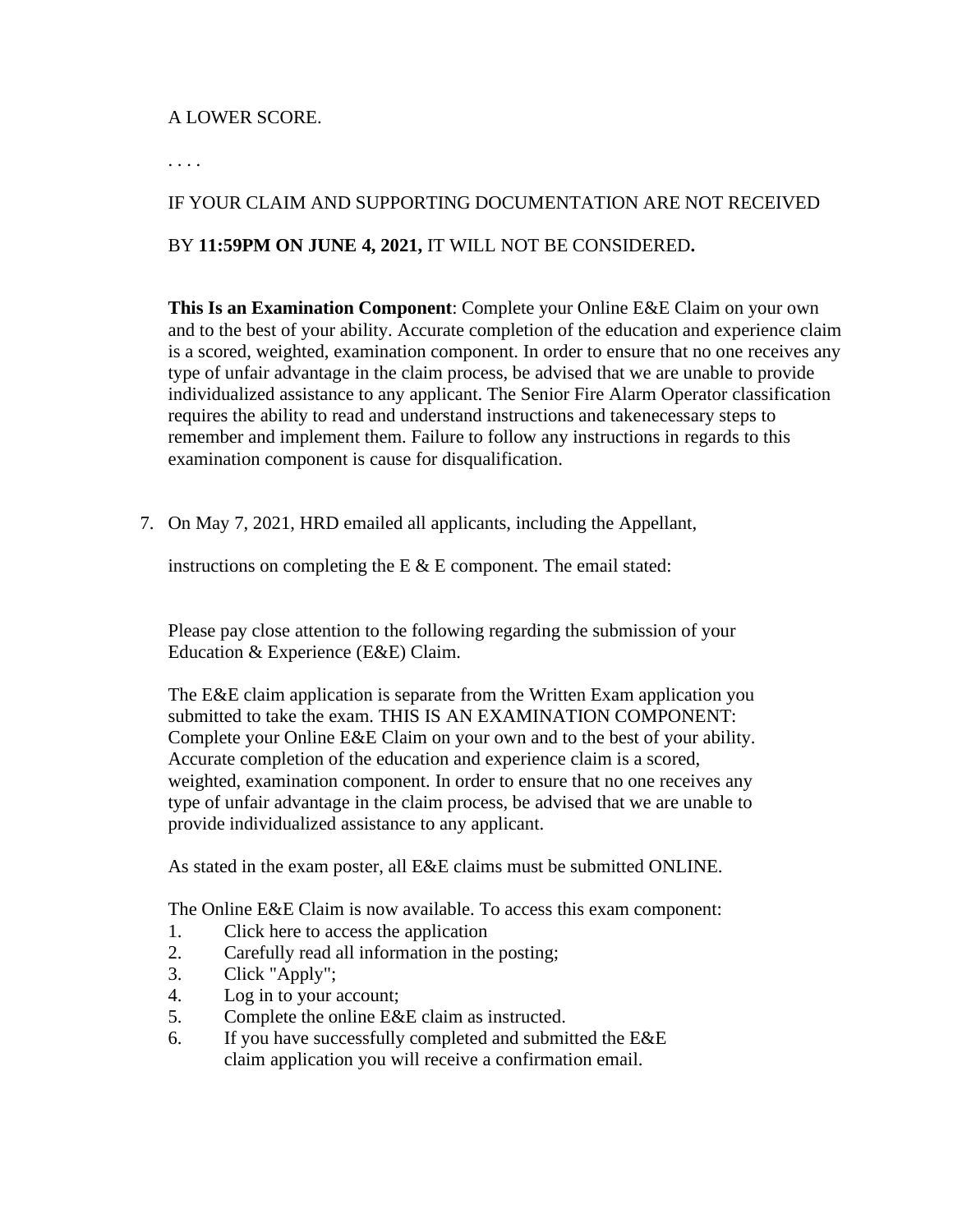A LOWER SCORE.

. . . .

IF YOUR CLAIM AND SUPPORTING DOCUMENTATION ARE NOT RECEIVED

BY **11:59PM ON JUNE 4, 2021,** IT WILL NOT BE CONSIDERED**.**

**This Is an Examination Component**: Complete your Online E&E Claim on your own and to the best of your ability. Accurate completion of the education and experience claim is a scored, weighted, examination component. In order to ensure that no one receives any type of unfair advantage in the claim process, be advised that we are unable to provide individualized assistance to any applicant. The Senior Fire Alarm Operator classification requires the ability to read and understand instructions and takenecessary steps to remember and implement them. Failure to follow any instructions in regards to this examination component is cause for disqualification.

7. On May 7, 2021, HRD emailed all applicants, including the Appellant,

   instructions on completing the E & E component. The email stated:

   Please pay close attention to the following regarding the submission of your Education & Experience (E&E) Claim.

   The E&E claim application is separate from the Written Exam application you submitted to take the exam. THIS IS AN EXAMINATION COMPONENT: Complete your Online E&E Claim on your own and to the best of your ability. Accurate completion of the education and experience claim is a scored, weighted, examination component. In order to ensure that no one receives any type of unfair advantage in the claim process, be advised that we are unable to provide individualized assistance to any applicant.

   As stated in the exam poster, all E&E claims must be submitted ONLINE.

   The Online E&E Claim is now available. To access this exam component:

   1. Click here to access the application
   2. Carefully read all information in the posting;
   3. Click "Apply";
   4. Log in to your account;
   5. Complete the online E&E claim as instructed.
   6. If you have successfully completed and submitted the E&E claim application you will receive a confirmation email.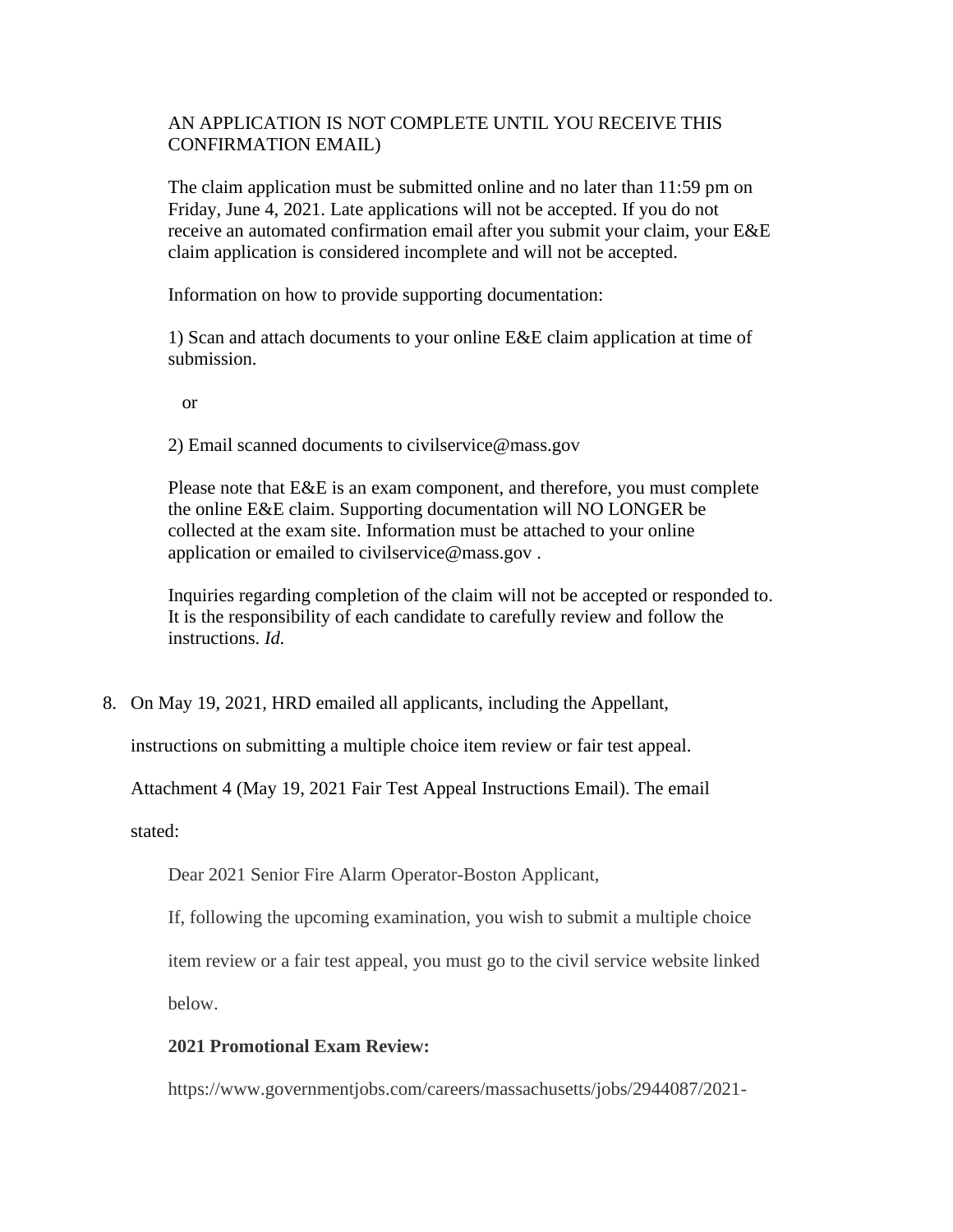AN APPLICATION IS NOT COMPLETE UNTIL YOU RECEIVE THIS CONFIRMATION EMAIL)

> The claim application must be submitted online and no later than 11:59 pm on Friday, June 4, 2021. Late applications will not be accepted. If you do not receive an automated confirmation email after you submit your claim, your E&E claim application is considered incomplete and will not be accepted.
>
> Information on how to provide supporting documentation:
>
> 1) Scan and attach documents to your online E&E claim application at time of submission.
>
> or
>
> 2) Email scanned documents to civilservice@mass.gov
>
> Please note that E&E is an exam component, and therefore, you must complete the online E&E claim. Supporting documentation will NO LONGER be collected at the exam site. Information must be attached to your online application or emailed to civilservice@mass.gov .
>
> Inquiries regarding completion of the claim will not be accepted or responded to. It is the responsibility of each candidate to carefully review and follow the instructions. *Id.*

8. On May 19, 2021, HRD emailed all applicants, including the Appellant, instructions on submitting a multiple choice item review or fair test appeal. Attachment 4 (May 19, 2021 Fair Test Appeal Instructions Email). The email stated:

> Dear 2021 Senior Fire Alarm Operator-Boston Applicant,
>
> If, following the upcoming examination, you wish to submit a multiple choice item review or a fair test appeal, you must go to the civil service website linked below.
>
> **2021 Promotional Exam Review:**
>
> https://www.governmentjobs.com/careers/massachusetts/jobs/2944087/2021-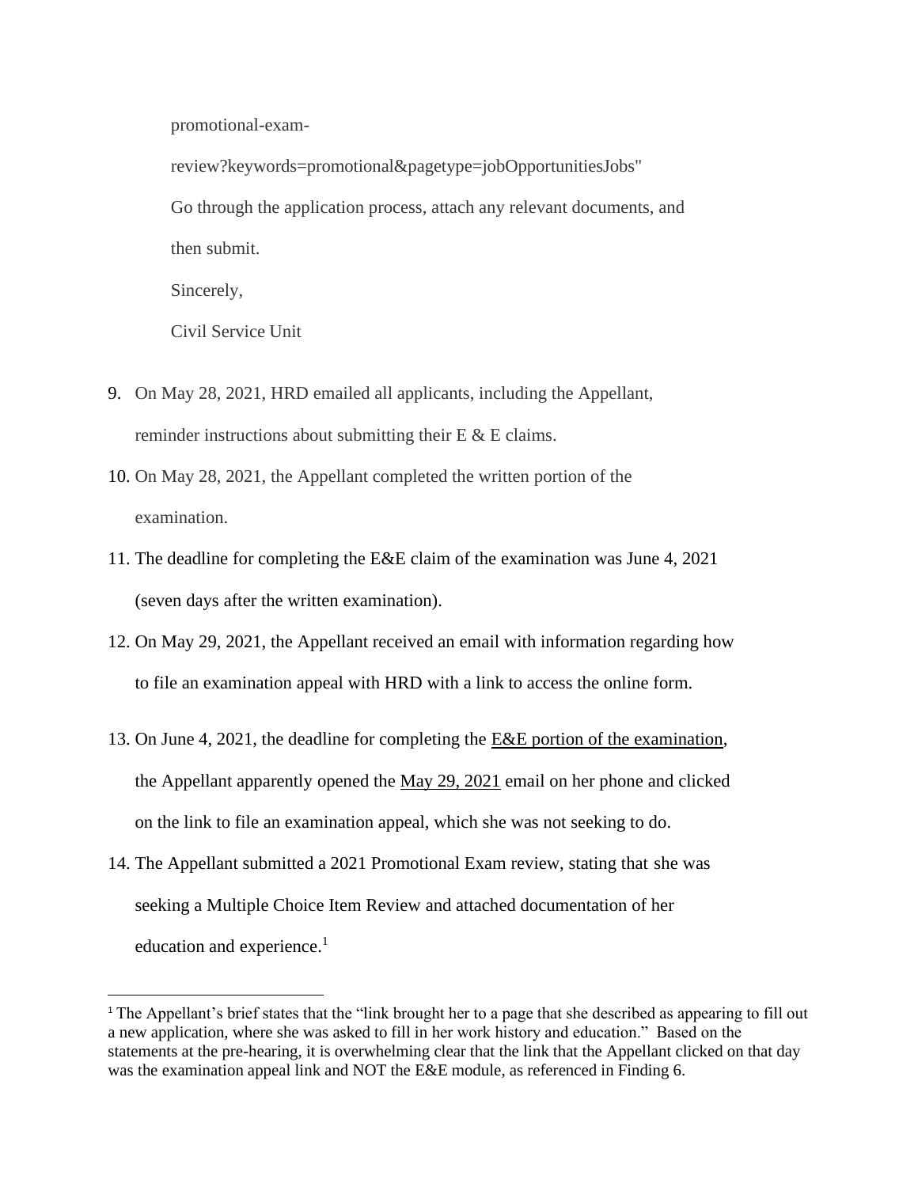promotional-exam-

review?keywords=promotional&pagetype=jobOpportunitiesJobs"

Go through the application process, attach any relevant documents, and then submit.

Sincerely,

Civil Service Unit

9. On May 28, 2021, HRD emailed all applicants, including the Appellant, reminder instructions about submitting their E & E claims.
10. On May 28, 2021, the Appellant completed the written portion of the examination.
11. The deadline for completing the E&E claim of the examination was June 4, 2021 (seven days after the written examination).
12. On May 29, 2021, the Appellant received an email with information regarding how to file an examination appeal with HRD with a link to access the online form.
13. On June 4, 2021, the deadline for completing the <u>E&E portion of the examination</u>, the Appellant apparently opened the <u>May 29, 2021</u> email on her phone and clicked on the link to file an examination appeal, which she was not seeking to do.
14. The Appellant submitted a 2021 Promotional Exam review, stating that she was seeking a Multiple Choice Item Review and attached documentation of her education and experience.[1]

[1] The Appellant's brief states that the "link brought her to a page that she described as appearing to fill out a new application, where she was asked to fill in her work history and education." Based on the statements at the pre-hearing, it is overwhelming clear that the link that the Appellant clicked on that day was the examination appeal link and NOT the E&E module, as referenced in Finding 6.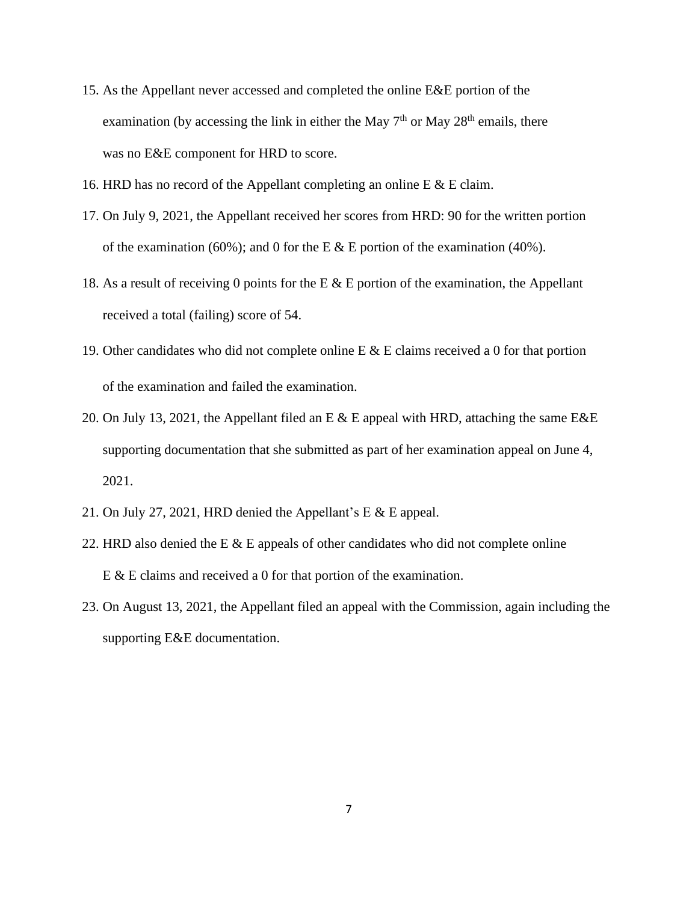15. As the Appellant never accessed and completed the online E&E portion of the examination (by accessing the link in either the May 7th or May 28th emails, there was no E&E component for HRD to score.
16. HRD has no record of the Appellant completing an online E & E claim.
17. On July 9, 2021, the Appellant received her scores from HRD: 90 for the written portion of the examination (60%); and 0 for the E & E portion of the examination (40%).
18. As a result of receiving 0 points for the E & E portion of the examination, the Appellant received a total (failing) score of 54.
19. Other candidates who did not complete online E & E claims received a 0 for that portion of the examination and failed the examination.
20. On July 13, 2021, the Appellant filed an E & E appeal with HRD, attaching the same E&E supporting documentation that she submitted as part of her examination appeal on June 4, 2021.
21. On July 27, 2021, HRD denied the Appellant's E & E appeal.
22. HRD also denied the E & E appeals of other candidates who did not complete online E & E claims and received a 0 for that portion of the examination.
23. On August 13, 2021, the Appellant filed an appeal with the Commission, again including the supporting E&E documentation.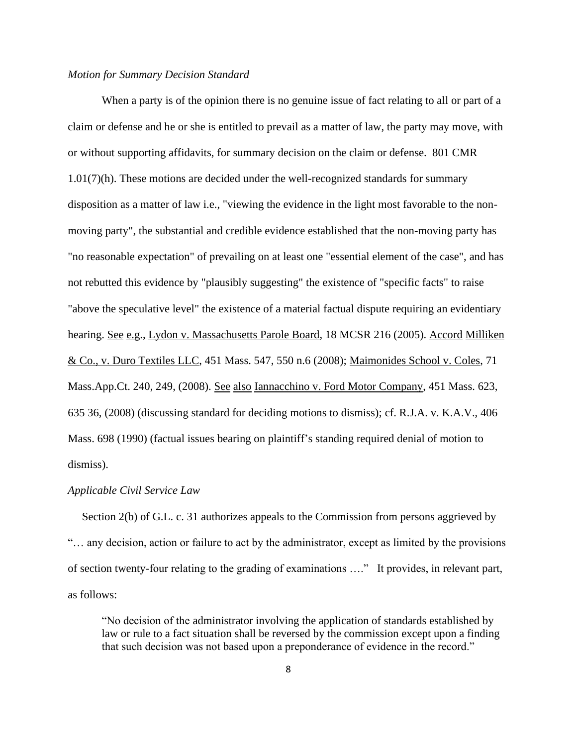*Motion for Summary Decision Standard*

When a party is of the opinion there is no genuine issue of fact relating to all or part of a claim or defense and he or she is entitled to prevail as a matter of law, the party may move, with or without supporting affidavits, for summary decision on the claim or defense. 801 CMR 1.01(7)(h). These motions are decided under the well-recognized standards for summary disposition as a matter of law i.e., "viewing the evidence in the light most favorable to the non-moving party", the substantial and credible evidence established that the non-moving party has "no reasonable expectation" of prevailing on at least one "essential element of the case", and has not rebutted this evidence by "plausibly suggesting" the existence of "specific facts" to raise "above the speculative level" the existence of a material factual dispute requiring an evidentiary hearing. See e.g., Lydon v. Massachusetts Parole Board, 18 MCSR 216 (2005). Accord Milliken & Co., v. Duro Textiles LLC, 451 Mass. 547, 550 n.6 (2008); Maimonides School v. Coles, 71 Mass.App.Ct. 240, 249, (2008). See also Iannacchino v. Ford Motor Company, 451 Mass. 623, 635 36, (2008) (discussing standard for deciding motions to dismiss); cf. R.J.A. v. K.A.V., 406 Mass. 698 (1990) (factual issues bearing on plaintiff's standing required denial of motion to dismiss).

*Applicable Civil Service Law*

Section 2(b) of G.L. c. 31 authorizes appeals to the Commission from persons aggrieved by "… any decision, action or failure to act by the administrator, except as limited by the provisions of section twenty-four relating to the grading of examinations …." It provides, in relevant part, as follows:

> "No decision of the administrator involving the application of standards established by law or rule to a fact situation shall be reversed by the commission except upon a finding that such decision was not based upon a preponderance of evidence in the record."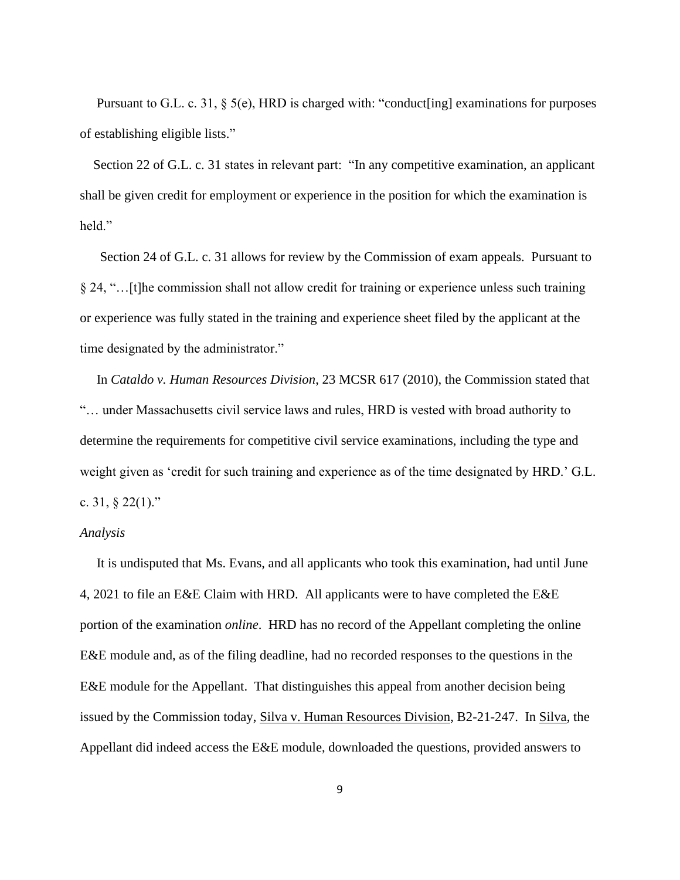Pursuant to G.L. c. 31, § 5(e), HRD is charged with: "conduct[ing] examinations for purposes of establishing eligible lists."

Section 22 of G.L. c. 31 states in relevant part: "In any competitive examination, an applicant shall be given credit for employment or experience in the position for which the examination is held."

Section 24 of G.L. c. 31 allows for review by the Commission of exam appeals. Pursuant to § 24, "…[t]he commission shall not allow credit for training or experience unless such training or experience was fully stated in the training and experience sheet filed by the applicant at the time designated by the administrator."

In *Cataldo v. Human Resources Division*, 23 MCSR 617 (2010), the Commission stated that "… under Massachusetts civil service laws and rules, HRD is vested with broad authority to determine the requirements for competitive civil service examinations, including the type and weight given as 'credit for such training and experience as of the time designated by HRD.' G.L. c. 31, § 22(1)."

*Analysis*

It is undisputed that Ms. Evans, and all applicants who took this examination, had until June 4, 2021 to file an E&E Claim with HRD. All applicants were to have completed the E&E portion of the examination *online*. HRD has no record of the Appellant completing the online E&E module and, as of the filing deadline, had no recorded responses to the questions in the E&E module for the Appellant. That distinguishes this appeal from another decision being issued by the Commission today, Silva v. Human Resources Division, B2-21-247. In Silva, the Appellant did indeed access the E&E module, downloaded the questions, provided answers to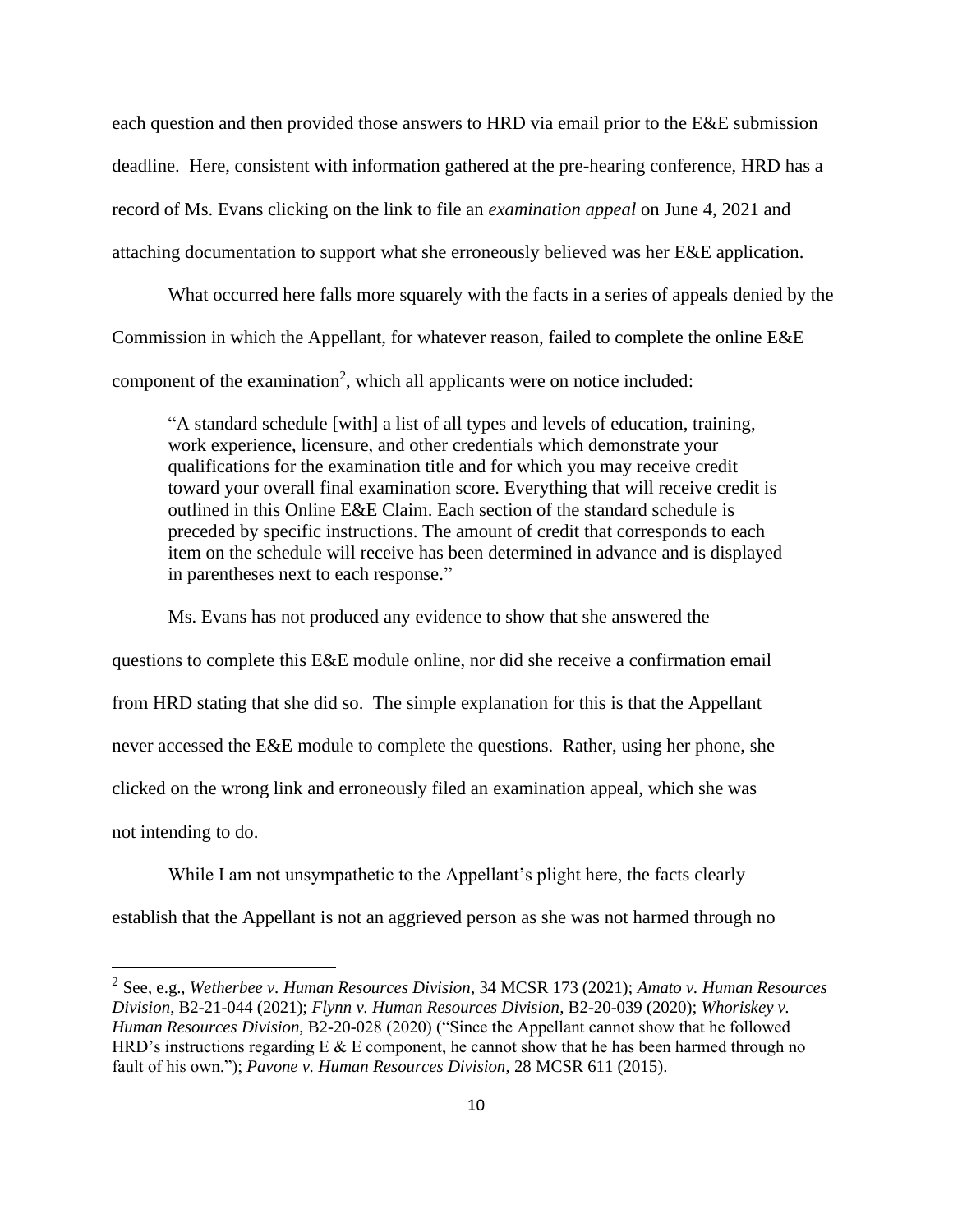each question and then provided those answers to HRD via email prior to the E&E submission deadline. Here, consistent with information gathered at the pre-hearing conference, HRD has a record of Ms. Evans clicking on the link to file an *examination appeal* on June 4, 2021 and attaching documentation to support what she erroneously believed was her E&E application.

What occurred here falls more squarely with the facts in a series of appeals denied by the Commission in which the Appellant, for whatever reason, failed to complete the online E&E component of the examination[2], which all applicants were on notice included:

> "A standard schedule [with] a list of all types and levels of education, training, work experience, licensure, and other credentials which demonstrate your qualifications for the examination title and for which you may receive credit toward your overall final examination score. Everything that will receive credit is outlined in this Online E&E Claim. Each section of the standard schedule is preceded by specific instructions. The amount of credit that corresponds to each item on the schedule will receive has been determined in advance and is displayed in parentheses next to each response."

Ms. Evans has not produced any evidence to show that she answered the questions to complete this E&E module online, nor did she receive a confirmation email from HRD stating that she did so. The simple explanation for this is that the Appellant never accessed the E&E module to complete the questions. Rather, using her phone, she clicked on the wrong link and erroneously filed an examination appeal, which she was not intending to do.

While I am not unsympathetic to the Appellant's plight here, the facts clearly establish that the Appellant is not an aggrieved person as she was not harmed through no

---

[2] See, e.g., *Wetherbee v. Human Resources Division*, 34 MCSR 173 (2021); *Amato v. Human Resources Division*, B2-21-044 (2021); *Flynn v. Human Resources Division*, B2-20-039 (2020); *Whoriskey v. Human Resources Division*, B2-20-028 (2020) ("Since the Appellant cannot show that he followed HRD's instructions regarding E & E component, he cannot show that he has been harmed through no fault of his own."); *Pavone v. Human Resources Division*, 28 MCSR 611 (2015).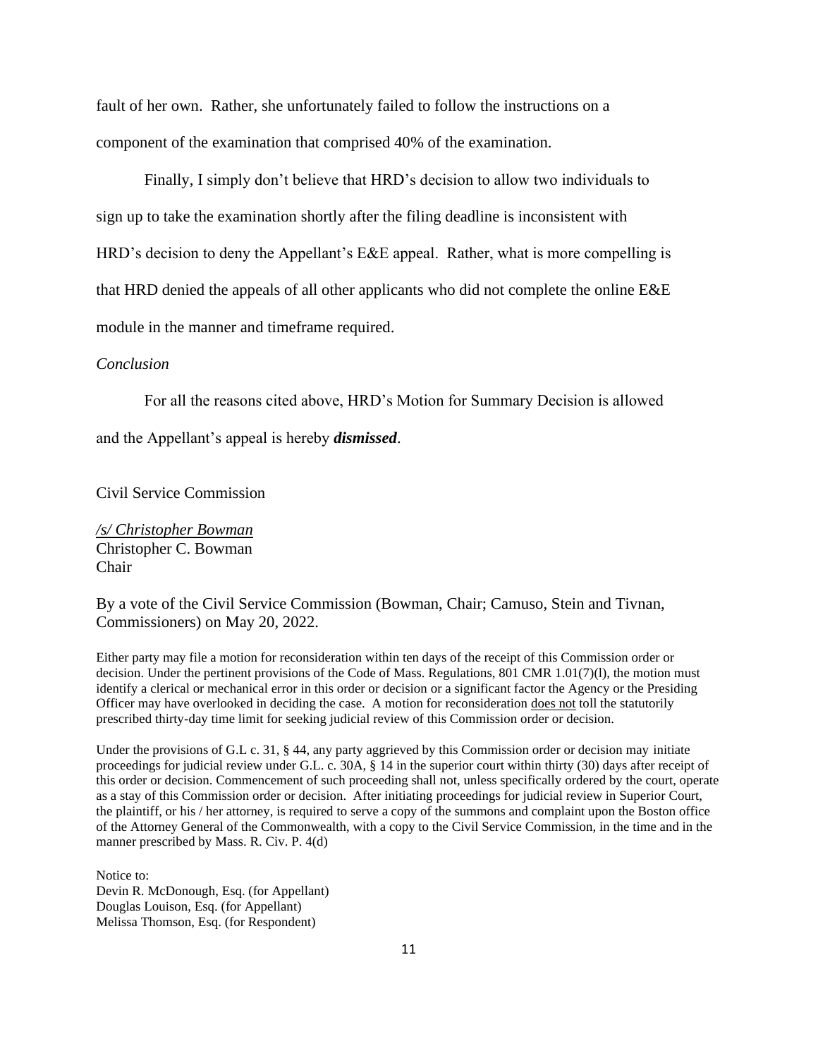fault of her own. Rather, she unfortunately failed to follow the instructions on a component of the examination that comprised 40% of the examination.

Finally, I simply don't believe that HRD's decision to allow two individuals to sign up to take the examination shortly after the filing deadline is inconsistent with HRD's decision to deny the Appellant's E&E appeal. Rather, what is more compelling is that HRD denied the appeals of all other applicants who did not complete the online E&E module in the manner and timeframe required.

*Conclusion*

For all the reasons cited above, HRD's Motion for Summary Decision is allowed and the Appellant's appeal is hereby ***dismissed***.

Civil Service Commission

*/s/ Christopher Bowman*
Christopher C. Bowman
Chair

By a vote of the Civil Service Commission (Bowman, Chair; Camuso, Stein and Tivnan, Commissioners) on May 20, 2022.

Either party may file a motion for reconsideration within ten days of the receipt of this Commission order or decision. Under the pertinent provisions of the Code of Mass. Regulations, 801 CMR 1.01(7)(l), the motion must identify a clerical or mechanical error in this order or decision or a significant factor the Agency or the Presiding Officer may have overlooked in deciding the case. A motion for reconsideration does not toll the statutorily prescribed thirty-day time limit for seeking judicial review of this Commission order or decision.

Under the provisions of G.L c. 31, § 44, any party aggrieved by this Commission order or decision may initiate proceedings for judicial review under G.L. c. 30A, § 14 in the superior court within thirty (30) days after receipt of this order or decision. Commencement of such proceeding shall not, unless specifically ordered by the court, operate as a stay of this Commission order or decision. After initiating proceedings for judicial review in Superior Court, the plaintiff, or his / her attorney, is required to serve a copy of the summons and complaint upon the Boston office of the Attorney General of the Commonwealth, with a copy to the Civil Service Commission, in the time and in the manner prescribed by Mass. R. Civ. P. 4(d)

Notice to:
Devin R. McDonough, Esq. (for Appellant)
Douglas Louison, Esq. (for Appellant)
Melissa Thomson, Esq. (for Respondent)